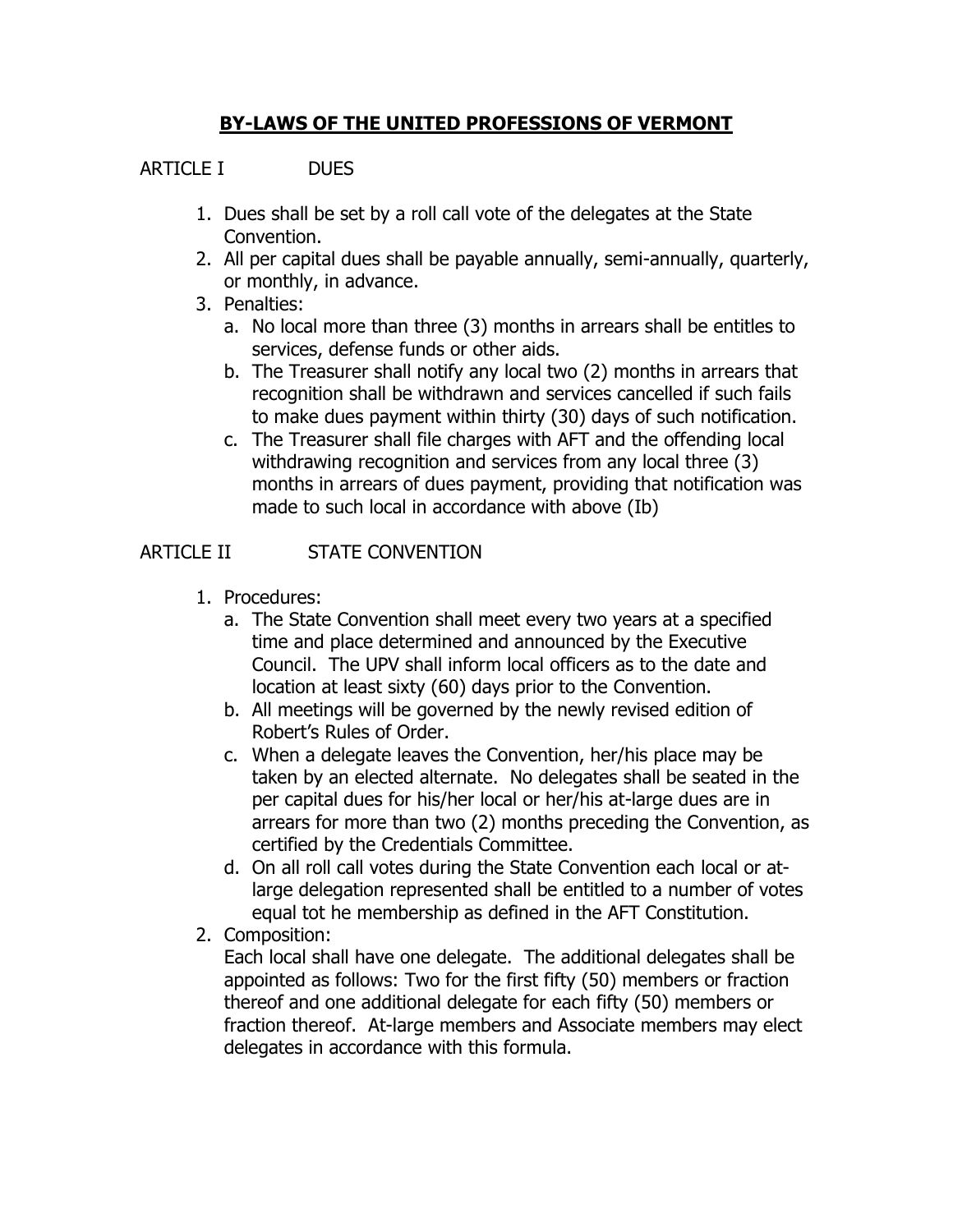# BY-LAWS OF THE UNITED PROFESSIONS OF VERMONT

ARTICLE I DUES

1. Dues shall be set by a roll call vote of the delegates at the State Convention.
2. All per capital dues shall be payable annually, semi-annually, quarterly, or monthly, in advance.
3. Penalties:
   a. No local more than three (3) months in arrears shall be entitles to services, defense funds or other aids.
   b. The Treasurer shall notify any local two (2) months in arrears that recognition shall be withdrawn and services cancelled if such fails to make dues payment within thirty (30) days of such notification.
   c. The Treasurer shall file charges with AFT and the offending local withdrawing recognition and services from any local three (3) months in arrears of dues payment, providing that notification was made to such local in accordance with above (Ib)

ARTICLE II STATE CONVENTION

1. Procedures:
   a. The State Convention shall meet every two years at a specified time and place determined and announced by the Executive Council. The UPV shall inform local officers as to the date and location at least sixty (60) days prior to the Convention.
   b. All meetings will be governed by the newly revised edition of Robert's Rules of Order.
   c. When a delegate leaves the Convention, her/his place may be taken by an elected alternate. No delegates shall be seated in the per capital dues for his/her local or her/his at-large dues are in arrears for more than two (2) months preceding the Convention, as certified by the Credentials Committee.
   d. On all roll call votes during the State Convention each local or at-large delegation represented shall be entitled to a number of votes equal tot he membership as defined in the AFT Constitution.
2. Composition:
   Each local shall have one delegate. The additional delegates shall be appointed as follows: Two for the first fifty (50) members or fraction thereof and one additional delegate for each fifty (50) members or fraction thereof. At-large members and Associate members may elect delegates in accordance with this formula.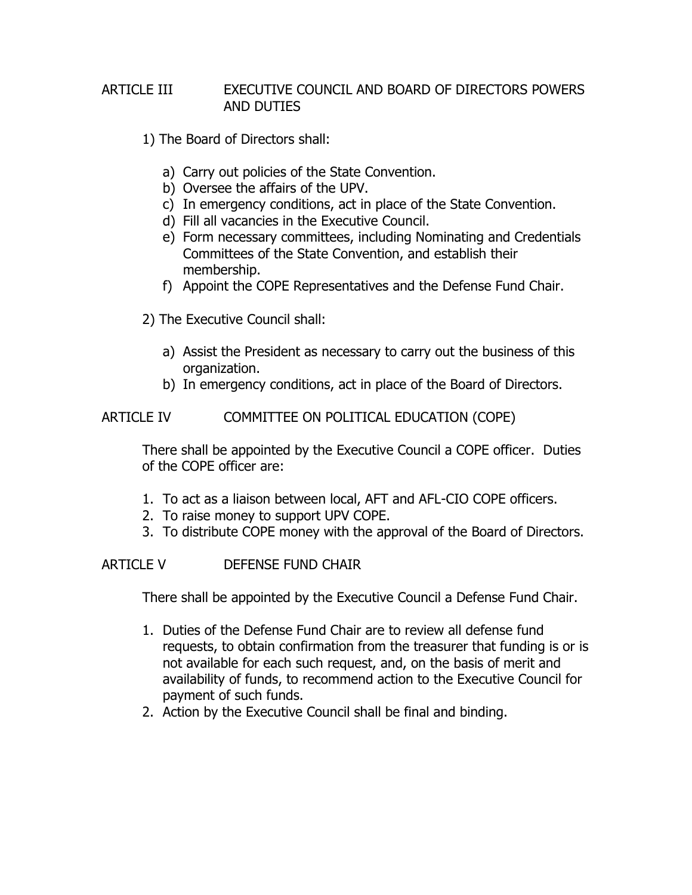## ARTICLE III EXECUTIVE COUNCIL AND BOARD OF DIRECTORS POWERS AND DUTIES

1) The Board of Directors shall:

   a) Carry out policies of the State Convention.
   b) Oversee the affairs of the UPV.
   c) In emergency conditions, act in place of the State Convention.
   d) Fill all vacancies in the Executive Council.
   e) Form necessary committees, including Nominating and Credentials Committees of the State Convention, and establish their membership.
   f) Appoint the COPE Representatives and the Defense Fund Chair.

2) The Executive Council shall:

   a) Assist the President as necessary to carry out the business of this organization.
   b) In emergency conditions, act in place of the Board of Directors.

## ARTICLE IV COMMITTEE ON POLITICAL EDUCATION (COPE)

There shall be appointed by the Executive Council a COPE officer. Duties of the COPE officer are:

1. To act as a liaison between local, AFT and AFL-CIO COPE officers.
2. To raise money to support UPV COPE.
3. To distribute COPE money with the approval of the Board of Directors.

## ARTICLE V DEFENSE FUND CHAIR

There shall be appointed by the Executive Council a Defense Fund Chair.

1. Duties of the Defense Fund Chair are to review all defense fund requests, to obtain confirmation from the treasurer that funding is or is not available for each such request, and, on the basis of merit and availability of funds, to recommend action to the Executive Council for payment of such funds.
2. Action by the Executive Council shall be final and binding.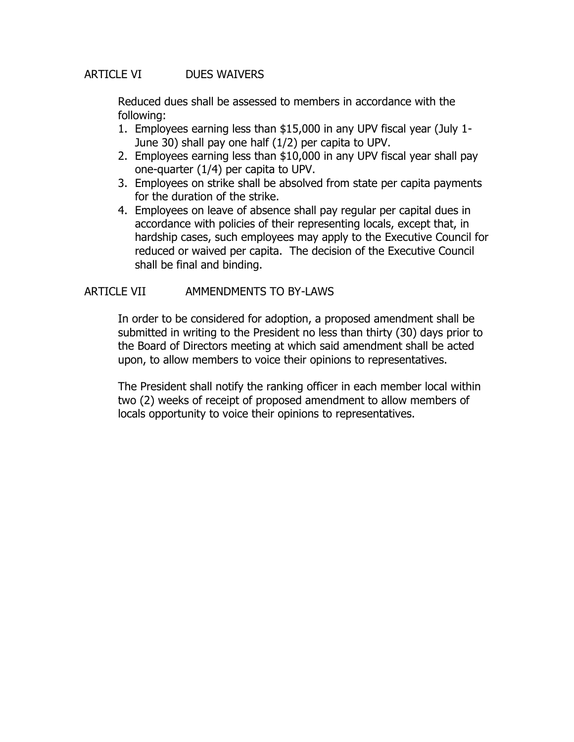## ARTICLE VI DUES WAIVERS

Reduced dues shall be assessed to members in accordance with the following:

1. Employees earning less than $15,000 in any UPV fiscal year (July 1-June 30) shall pay one half (1/2) per capita to UPV.
2. Employees earning less than $10,000 in any UPV fiscal year shall pay one-quarter (1/4) per capita to UPV.
3. Employees on strike shall be absolved from state per capita payments for the duration of the strike.
4. Employees on leave of absence shall pay regular per capital dues in accordance with policies of their representing locals, except that, in hardship cases, such employees may apply to the Executive Council for reduced or waived per capita. The decision of the Executive Council shall be final and binding.

## ARTICLE VII AMMENDMENTS TO BY-LAWS

In order to be considered for adoption, a proposed amendment shall be submitted in writing to the President no less than thirty (30) days prior to the Board of Directors meeting at which said amendment shall be acted upon, to allow members to voice their opinions to representatives.

The President shall notify the ranking officer in each member local within two (2) weeks of receipt of proposed amendment to allow members of locals opportunity to voice their opinions to representatives.